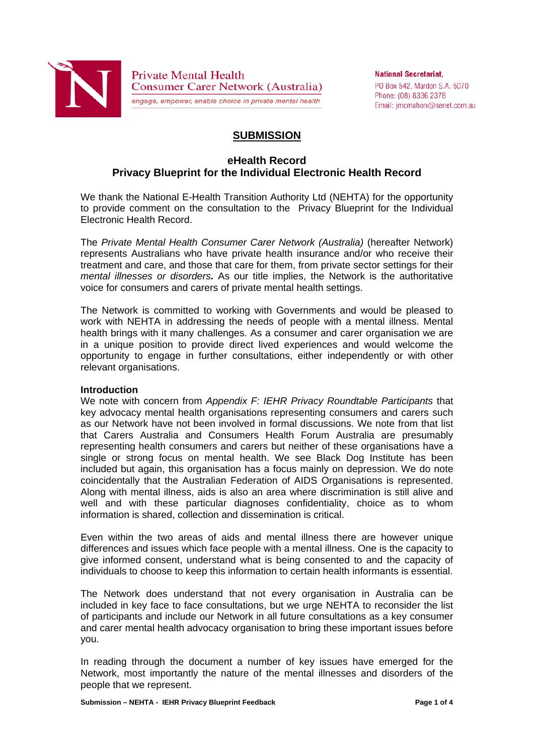Private Mental Health
Consumer Carer Network (Australia)
*engage, empower, enable choice in private mental health*

**National Secretariat,**
PO Box 542, Marden S.A. 5070
Phone: (08) 8336 2378
Email: jmcmahon@senet.com.au

# SUBMISSION

## eHealth Record
## Privacy Blueprint for the Individual Electronic Health Record

We thank the National E-Health Transition Authority Ltd (NEHTA) for the opportunity to provide comment on the consultation to the Privacy Blueprint for the Individual Electronic Health Record.

The *Private Mental Health Consumer Carer Network (Australia)* (hereafter Network) represents Australians who have private health insurance and/or who receive their treatment and care, and those that care for them, from private sector settings for their *mental illnesses or disorders.* As our title implies, the Network is the authoritative voice for consumers and carers of private mental health settings.

The Network is committed to working with Governments and would be pleased to work with NEHTA in addressing the needs of people with a mental illness. Mental health brings with it many challenges. As a consumer and carer organisation we are in a unique position to provide direct lived experiences and would welcome the opportunity to engage in further consultations, either independently or with other relevant organisations.

**Introduction**

We note with concern from *Appendix F: IEHR Privacy Roundtable Participants* that key advocacy mental health organisations representing consumers and carers such as our Network have not been involved in formal discussions. We note from that list that Carers Australia and Consumers Health Forum Australia are presumably representing health consumers and carers but neither of these organisations have a single or strong focus on mental health. We see Black Dog Institute has been included but again, this organisation has a focus mainly on depression. We do note coincidentally that the Australian Federation of AIDS Organisations is represented. Along with mental illness, aids is also an area where discrimination is still alive and well and with these particular diagnoses confidentiality, choice as to whom information is shared, collection and dissemination is critical.

Even within the two areas of aids and mental illness there are however unique differences and issues which face people with a mental illness. One is the capacity to give informed consent, understand what is being consented to and the capacity of individuals to choose to keep this information to certain health informants is essential.

The Network does understand that not every organisation in Australia can be included in key face to face consultations, but we urge NEHTA to reconsider the list of participants and include our Network in all future consultations as a key consumer and carer mental health advocacy organisation to bring these important issues before you.

In reading through the document a number of key issues have emerged for the Network, most importantly the nature of the mental illnesses and disorders of the people that we represent.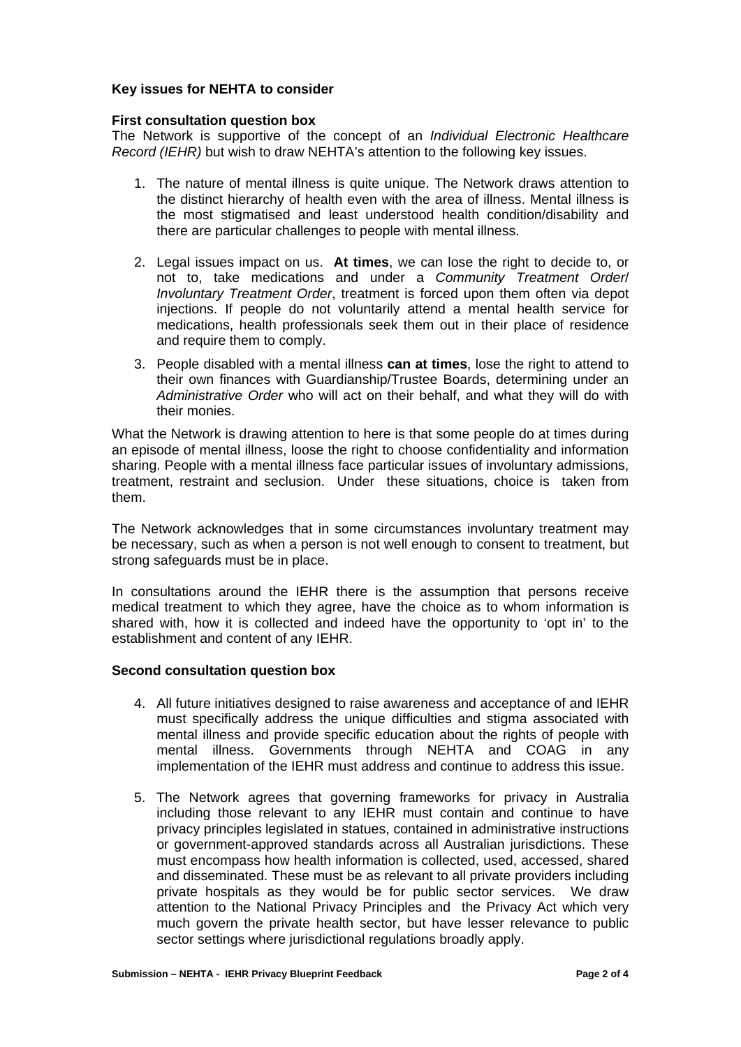**Key issues for NEHTA to consider**

**First consultation question box**

The Network is supportive of the concept of an *Individual Electronic Healthcare Record (IEHR)* but wish to draw NEHTA's attention to the following key issues.

1. The nature of mental illness is quite unique. The Network draws attention to the distinct hierarchy of health even with the area of illness. Mental illness is the most stigmatised and least understood health condition/disability and there are particular challenges to people with mental illness.

2. Legal issues impact on us. **At times**, we can lose the right to decide to, or not to, take medications and under a *Community Treatment Order/ Involuntary Treatment Order*, treatment is forced upon them often via depot injections. If people do not voluntarily attend a mental health service for medications, health professionals seek them out in their place of residence and require them to comply.

3. People disabled with a mental illness **can at times**, lose the right to attend to their own finances with Guardianship/Trustee Boards, determining under an *Administrative Order* who will act on their behalf, and what they will do with their monies.

What the Network is drawing attention to here is that some people do at times during an episode of mental illness, loose the right to choose confidentiality and information sharing. People with a mental illness face particular issues of involuntary admissions, treatment, restraint and seclusion. Under these situations, choice is taken from them.

The Network acknowledges that in some circumstances involuntary treatment may be necessary, such as when a person is not well enough to consent to treatment, but strong safeguards must be in place.

In consultations around the IEHR there is the assumption that persons receive medical treatment to which they agree, have the choice as to whom information is shared with, how it is collected and indeed have the opportunity to 'opt in' to the establishment and content of any IEHR.

**Second consultation question box**

4. All future initiatives designed to raise awareness and acceptance of and IEHR must specifically address the unique difficulties and stigma associated with mental illness and provide specific education about the rights of people with mental illness. Governments through NEHTA and COAG in any implementation of the IEHR must address and continue to address this issue.

5. The Network agrees that governing frameworks for privacy in Australia including those relevant to any IEHR must contain and continue to have privacy principles legislated in statues, contained in administrative instructions or government-approved standards across all Australian jurisdictions. These must encompass how health information is collected, used, accessed, shared and disseminated. These must be as relevant to all private providers including private hospitals as they would be for public sector services. We draw attention to the National Privacy Principles and the Privacy Act which very much govern the private health sector, but have lesser relevance to public sector settings where jurisdictional regulations broadly apply.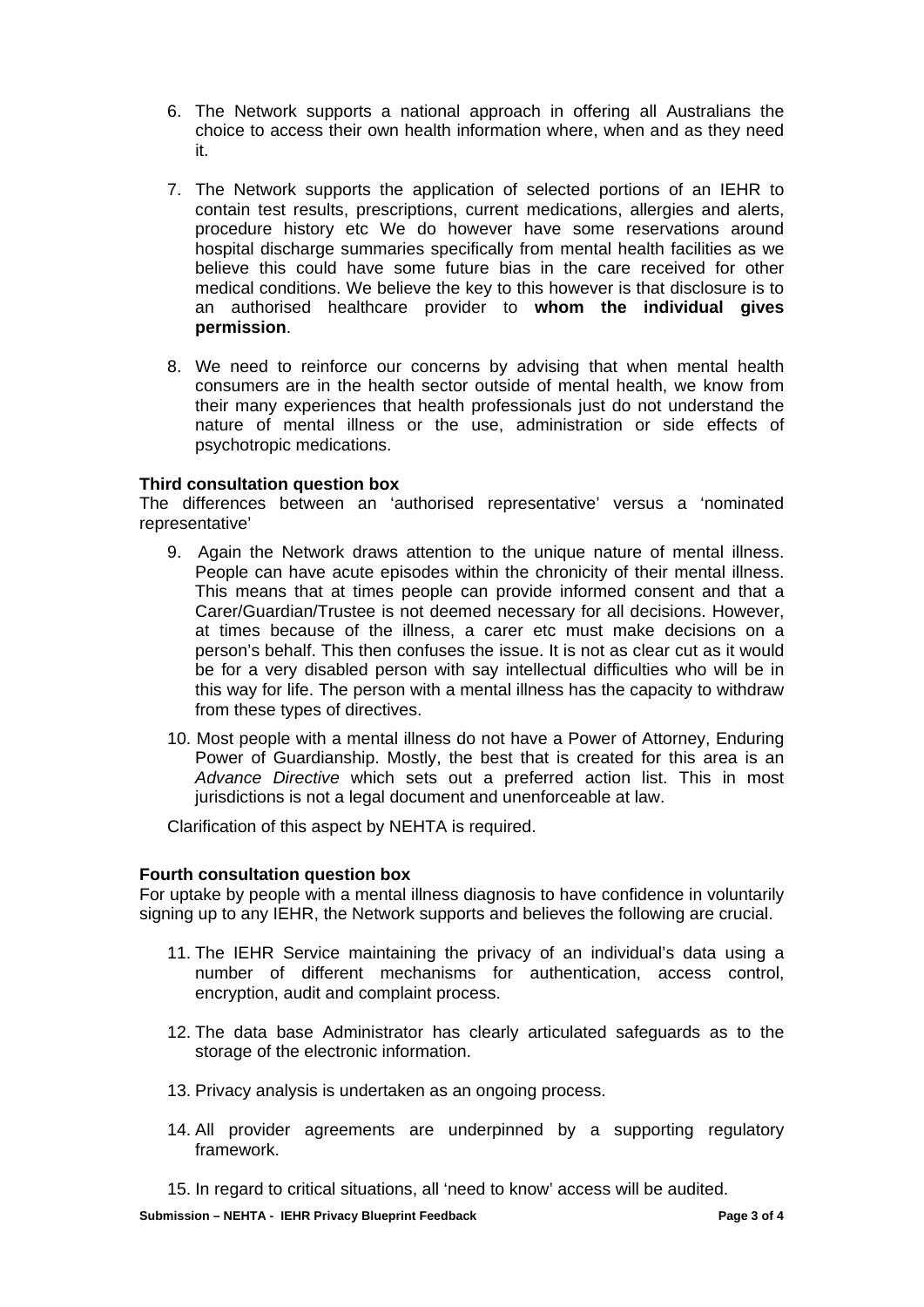6. The Network supports a national approach in offering all Australians the choice to access their own health information where, when and as they need it.

7. The Network supports the application of selected portions of an IEHR to contain test results, prescriptions, current medications, allergies and alerts, procedure history etc We do however have some reservations around hospital discharge summaries specifically from mental health facilities as we believe this could have some future bias in the care received for other medical conditions. We believe the key to this however is that disclosure is to an authorised healthcare provider to **whom the individual gives permission**.

8. We need to reinforce our concerns by advising that when mental health consumers are in the health sector outside of mental health, we know from their many experiences that health professionals just do not understand the nature of mental illness or the use, administration or side effects of psychotropic medications.

**Third consultation question box**

The differences between an 'authorised representative' versus a 'nominated representative'

9. Again the Network draws attention to the unique nature of mental illness. People can have acute episodes within the chronicity of their mental illness. This means that at times people can provide informed consent and that a Carer/Guardian/Trustee is not deemed necessary for all decisions. However, at times because of the illness, a carer etc must make decisions on a person's behalf. This then confuses the issue. It is not as clear cut as it would be for a very disabled person with say intellectual difficulties who will be in this way for life. The person with a mental illness has the capacity to withdraw from these types of directives.

10. Most people with a mental illness do not have a Power of Attorney, Enduring Power of Guardianship. Mostly, the best that is created for this area is an *Advance Directive* which sets out a preferred action list. This in most jurisdictions is not a legal document and unenforceable at law.

Clarification of this aspect by NEHTA is required.

**Fourth consultation question box**

For uptake by people with a mental illness diagnosis to have confidence in voluntarily signing up to any IEHR, the Network supports and believes the following are crucial.

11. The IEHR Service maintaining the privacy of an individual's data using a number of different mechanisms for authentication, access control, encryption, audit and complaint process.

12. The data base Administrator has clearly articulated safeguards as to the storage of the electronic information.

13. Privacy analysis is undertaken as an ongoing process.

14. All provider agreements are underpinned by a supporting regulatory framework.

15. In regard to critical situations, all 'need to know' access will be audited.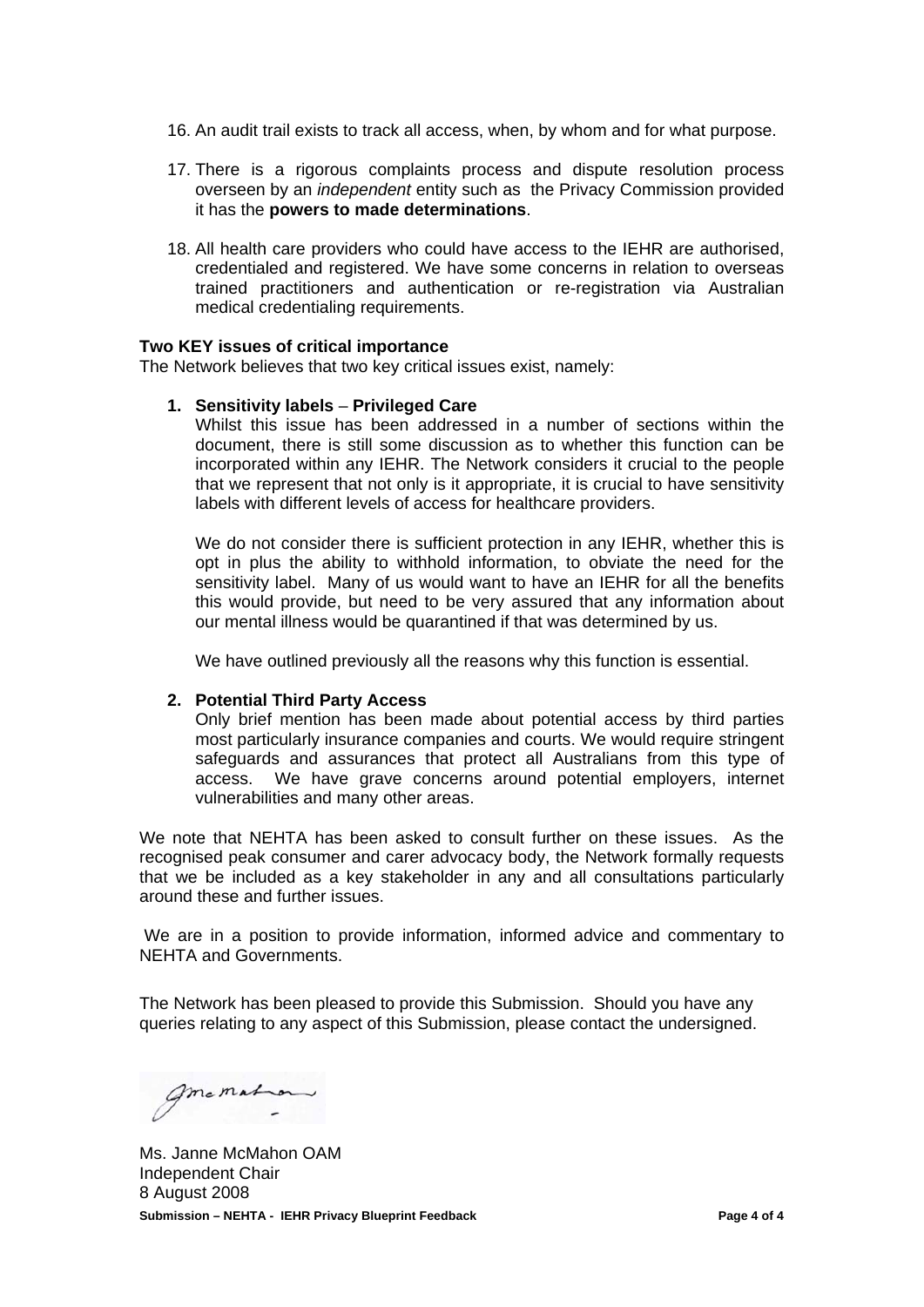16. An audit trail exists to track all access, when, by whom and for what purpose.

17. There is a rigorous complaints process and dispute resolution process overseen by an *independent* entity such as the Privacy Commission provided it has the **powers to made determinations**.

18. All health care providers who could have access to the IEHR are authorised, credentialed and registered. We have some concerns in relation to overseas trained practitioners and authentication or re-registration via Australian medical credentialing requirements.

**Two KEY issues of critical importance**

The Network believes that two key critical issues exist, namely:

1. **Sensitivity labels – Privileged Care**

   Whilst this issue has been addressed in a number of sections within the document, there is still some discussion as to whether this function can be incorporated within any IEHR. The Network considers it crucial to the people that we represent that not only is it appropriate, it is crucial to have sensitivity labels with different levels of access for healthcare providers.

   We do not consider there is sufficient protection in any IEHR, whether this is opt in plus the ability to withhold information, to obviate the need for the sensitivity label. Many of us would want to have an IEHR for all the benefits this would provide, but need to be very assured that any information about our mental illness would be quarantined if that was determined by us.

   We have outlined previously all the reasons why this function is essential.

2. **Potential Third Party Access**

   Only brief mention has been made about potential access by third parties most particularly insurance companies and courts. We would require stringent safeguards and assurances that protect all Australians from this type of access. We have grave concerns around potential employers, internet vulnerabilities and many other areas.

We note that NEHTA has been asked to consult further on these issues. As the recognised peak consumer and carer advocacy body, the Network formally requests that we be included as a key stakeholder in any and all consultations particularly around these and further issues.

We are in a position to provide information, informed advice and commentary to NEHTA and Governments.

The Network has been pleased to provide this Submission. Should you have any queries relating to any aspect of this Submission, please contact the undersigned.

Ms. Janne McMahon OAM  
Independent Chair  
8 August 2008